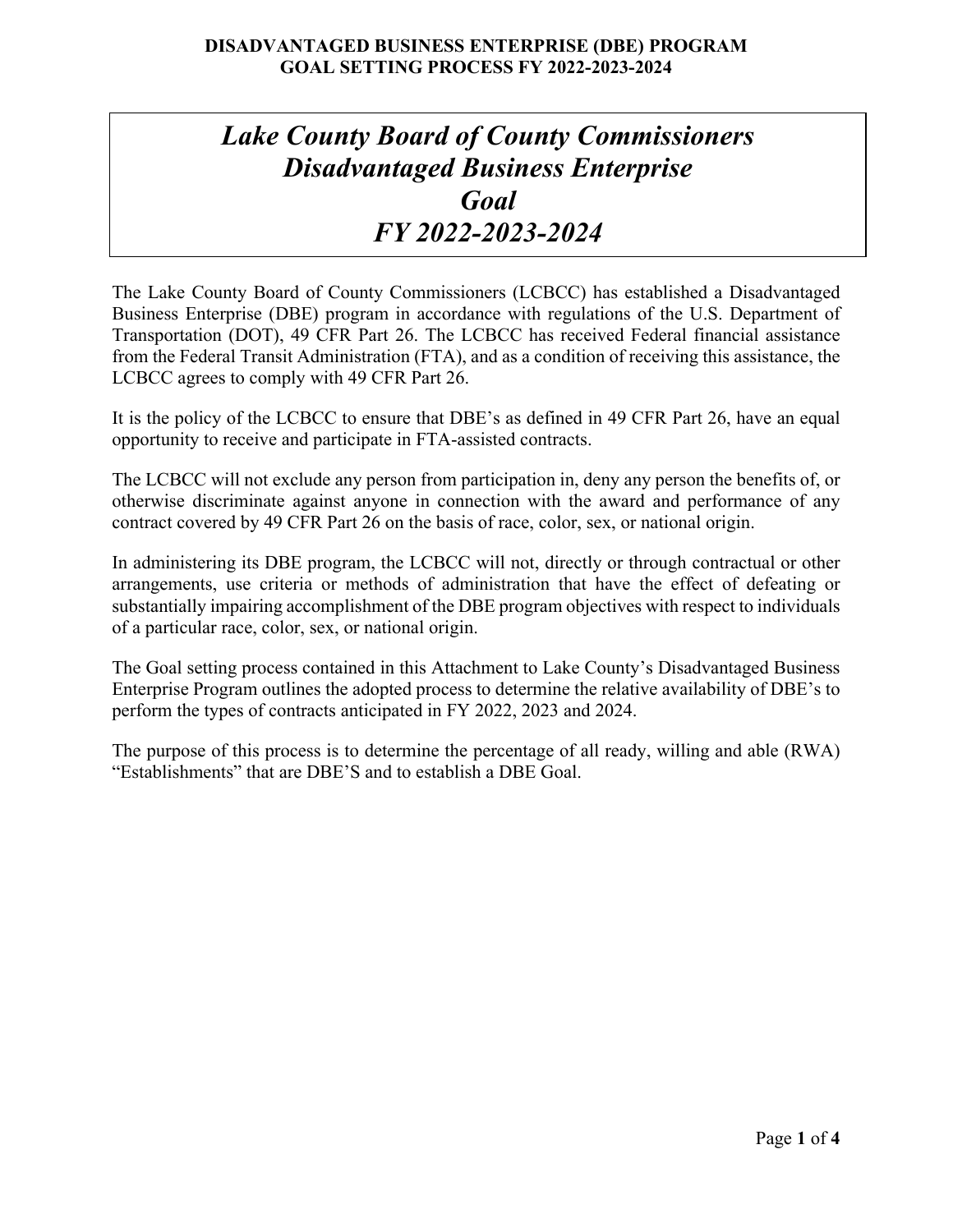# DISADVANTAGED BUSINESS ENTERPRISE (DBE) PROGRAM GOAL SETTING PROCESS FY 2022-2023-2024

## *Lake County Board of County Commissioners Disadvantaged Business Enterprise Goal FY 2022-2023-2024*

The Lake County Board of County Commissioners (LCBCC) has established a Disadvantaged Business Enterprise (DBE) program in accordance with regulations of the U.S. Department of Transportation (DOT), 49 CFR Part 26. The LCBCC has received Federal financial assistance from the Federal Transit Administration (FTA), and as a condition of receiving this assistance, the LCBCC agrees to comply with 49 CFR Part 26.

It is the policy of the LCBCC to ensure that DBE's as defined in 49 CFR Part 26, have an equal opportunity to receive and participate in FTA-assisted contracts.

The LCBCC will not exclude any person from participation in, deny any person the benefits of, or otherwise discriminate against anyone in connection with the award and performance of any contract covered by 49 CFR Part 26 on the basis of race, color, sex, or national origin.

In administering its DBE program, the LCBCC will not, directly or through contractual or other arrangements, use criteria or methods of administration that have the effect of defeating or substantially impairing accomplishment of the DBE program objectives with respect to individuals of a particular race, color, sex, or national origin.

The Goal setting process contained in this Attachment to Lake County's Disadvantaged Business Enterprise Program outlines the adopted process to determine the relative availability of DBE's to perform the types of contracts anticipated in FY 2022, 2023 and 2024.

The purpose of this process is to determine the percentage of all ready, willing and able (RWA) "Establishments" that are DBE'S and to establish a DBE Goal.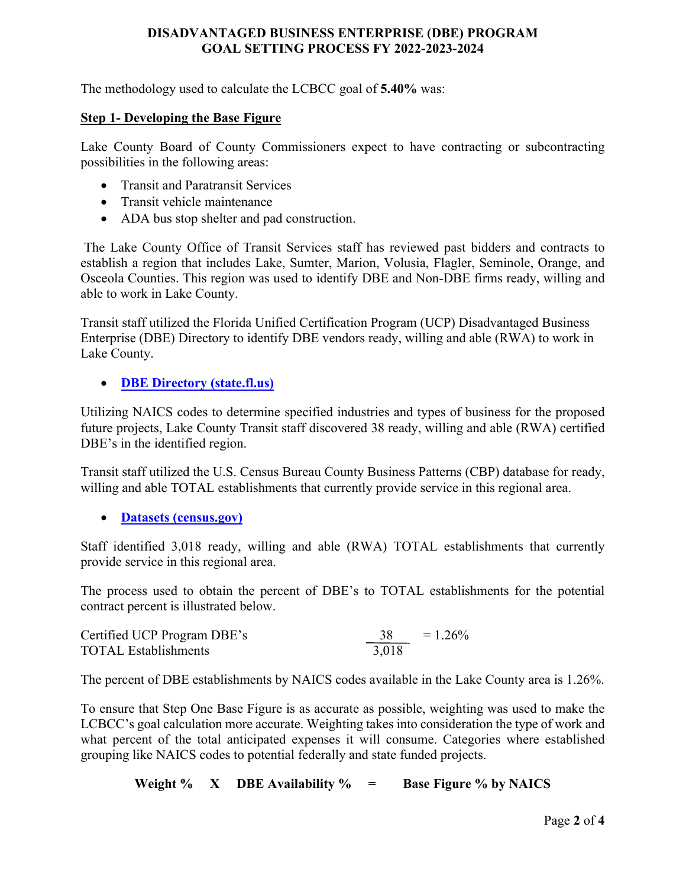# DISADVANTAGED BUSINESS ENTERPRISE (DBE) PROGRAM
# GOAL SETTING PROCESS FY 2022-2023-2024

The methodology used to calculate the LCBCC goal of **5.40%** was:

**Step 1- Developing the Base Figure**

Lake County Board of County Commissioners expect to have contracting or subcontracting possibilities in the following areas:

- Transit and Paratransit Services
- Transit vehicle maintenance
- ADA bus stop shelter and pad construction.

The Lake County Office of Transit Services staff has reviewed past bidders and contracts to establish a region that includes Lake, Sumter, Marion, Volusia, Flagler, Seminole, Orange, and Osceola Counties. This region was used to identify DBE and Non-DBE firms ready, willing and able to work in Lake County.

Transit staff utilized the Florida Unified Certification Program (UCP) Disadvantaged Business Enterprise (DBE) Directory to identify DBE vendors ready, willing and able (RWA) to work in Lake County.

- **DBE Directory (state.fl.us)**

Utilizing NAICS codes to determine specified industries and types of business for the proposed future projects, Lake County Transit staff discovered 38 ready, willing and able (RWA) certified DBE's in the identified region.

Transit staff utilized the U.S. Census Bureau County Business Patterns (CBP) database for ready, willing and able TOTAL establishments that currently provide service in this regional area.

- **Datasets (census.gov)**

Staff identified 3,018 ready, willing and able (RWA) TOTAL establishments that currently provide service in this regional area.

The process used to obtain the percent of DBE's to TOTAL establishments for the potential contract percent is illustrated below.

$$\frac{\text{Certified UCP Program DBE's}}{\text{TOTAL Establishments}} = \frac{38}{3{,}018} = 1.26\%$$

The percent of DBE establishments by NAICS codes available in the Lake County area is 1.26%.

To ensure that Step One Base Figure is as accurate as possible, weighting was used to make the LCBCC's goal calculation more accurate. Weighting takes into consideration the type of work and what percent of the total anticipated expenses it will consume. Categories where established grouping like NAICS codes to potential federally and state funded projects.

**Weight % X DBE Availability % = Base Figure % by NAICS**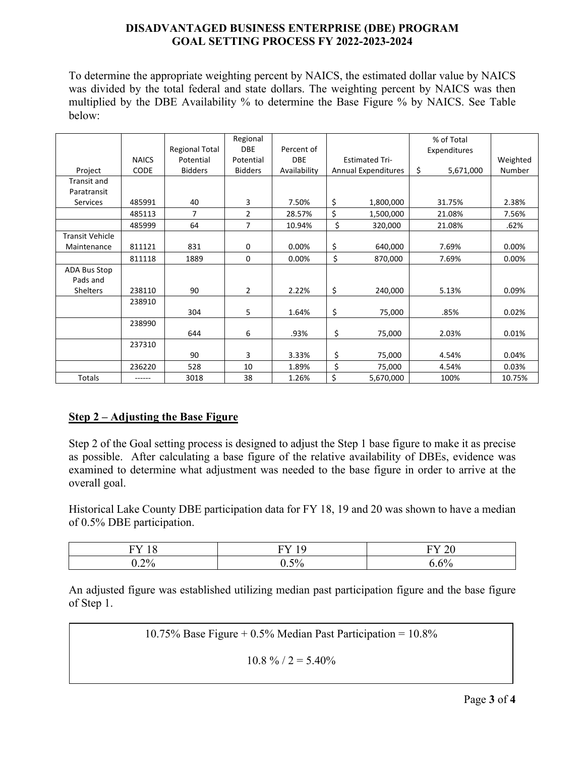**DISADVANTAGED BUSINESS ENTERPRISE (DBE) PROGRAM**
**GOAL SETTING PROCESS FY 2022-2023-2024**

To determine the appropriate weighting percent by NAICS, the estimated dollar value by NAICS was divided by the total federal and state dollars. The weighting percent by NAICS was then multiplied by the DBE Availability % to determine the Base Figure % by NAICS. See Table below:

| Project | NAICS CODE | Regional Total Potential Bidders | Regional DBE Potential Bidders | Percent of DBE Availability | Estimated Tri-Annual Expenditures | % of Total Expenditures $ 5,671,000 | Weighted Number |
|---|---|---|---|---|---|---|---|
| Transit and Paratransit Services | 485991 | 40 | 3 | 7.50% | $ 1,800,000 | 31.75% | 2.38% |
| | 485113 | 7 | 2 | 28.57% | $ 1,500,000 | 21.08% | 7.56% |
| | 485999 | 64 | 7 | 10.94% | $ 320,000 | 21.08% | .62% |
| Transit Vehicle Maintenance | 811121 | 831 | 0 | 0.00% | $ 640,000 | 7.69% | 0.00% |
| | 811118 | 1889 | 0 | 0.00% | $ 870,000 | 7.69% | 0.00% |
| ADA Bus Stop Pads and Shelters | 238110 | 90 | 2 | 2.22% | $ 240,000 | 5.13% | 0.09% |
| | 238910 | 304 | 5 | 1.64% | $ 75,000 | .85% | 0.02% |
| | 238990 | 644 | 6 | .93% | $ 75,000 | 2.03% | 0.01% |
| | 237310 | 90 | 3 | 3.33% | $ 75,000 | 4.54% | 0.04% |
| | 236220 | 528 | 10 | 1.89% | $ 75,000 | 4.54% | 0.03% |
| Totals | ------ | 3018 | 38 | 1.26% | $ 5,670,000 | 100% | 10.75% |

## Step 2 – Adjusting the Base Figure

Step 2 of the Goal setting process is designed to adjust the Step 1 base figure to make it as precise as possible. After calculating a base figure of the relative availability of DBEs, evidence was examined to determine what adjustment was needed to the base figure in order to arrive at the overall goal.

Historical Lake County DBE participation data for FY 18, 19 and 20 was shown to have a median of 0.5% DBE participation.

| FY 18 | FY 19 | FY 20 |
|---|---|---|
| 0.2% | 0.5% | 6.6% |

An adjusted figure was established utilizing median past participation figure and the base figure of Step 1.

10.75% Base Figure + 0.5% Median Past Participation = 10.8%

10.8 % / 2 = 5.40%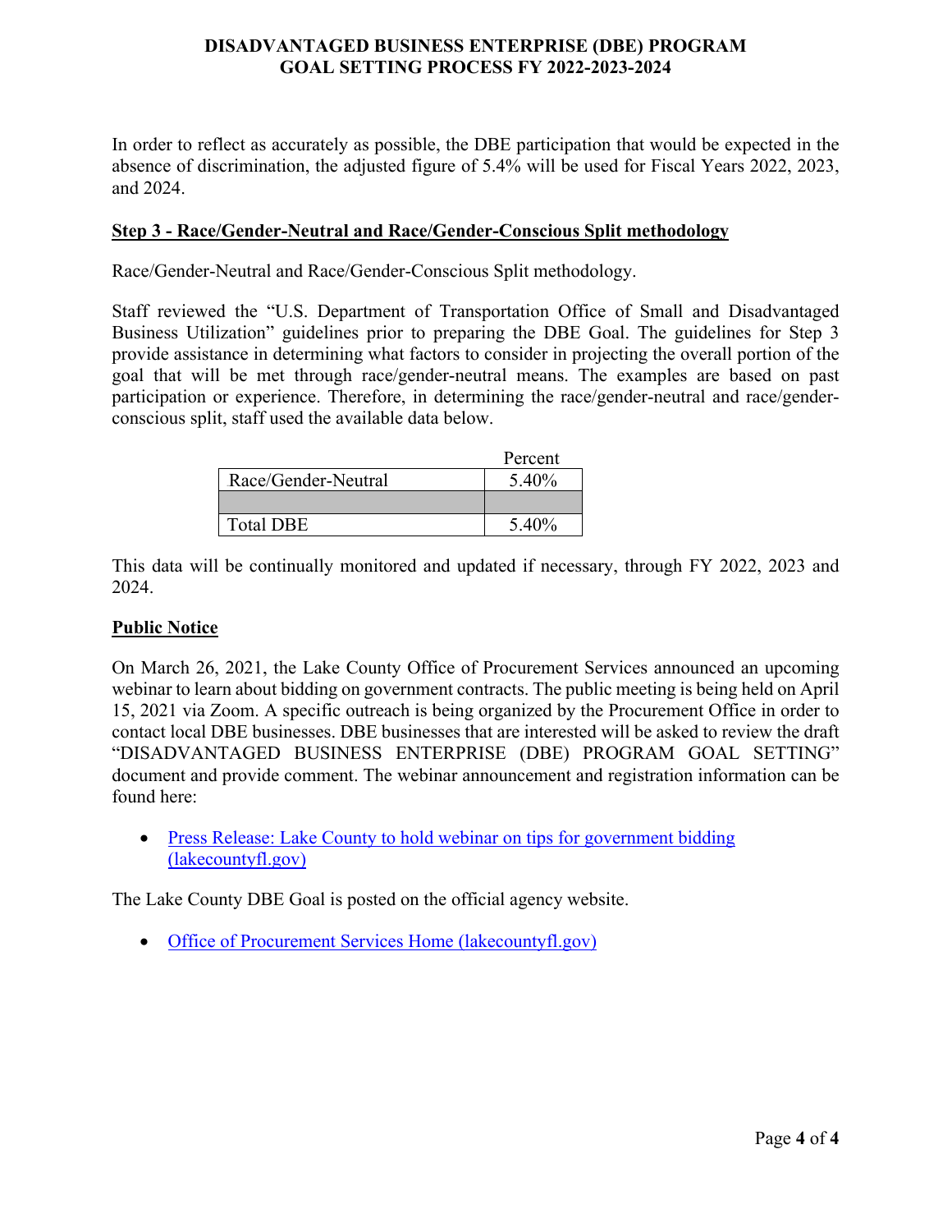In order to reflect as accurately as possible, the DBE participation that would be expected in the absence of discrimination, the adjusted figure of 5.4% will be used for Fiscal Years 2022, 2023, and 2024.

## Step 3 - Race/Gender-Neutral and Race/Gender-Conscious Split methodology

Race/Gender-Neutral and Race/Gender-Conscious Split methodology.

Staff reviewed the "U.S. Department of Transportation Office of Small and Disadvantaged Business Utilization" guidelines prior to preparing the DBE Goal. The guidelines for Step 3 provide assistance in determining what factors to consider in projecting the overall portion of the goal that will be met through race/gender-neutral means. The examples are based on past participation or experience. Therefore, in determining the race/gender-neutral and race/gender-conscious split, staff used the available data below.

| | Percent |
|---|---|
| Race/Gender-Neutral | 5.40% |
| | |
| Total DBE | 5.40% |

This data will be continually monitored and updated if necessary, through FY 2022, 2023 and 2024.

## Public Notice

On March 26, 2021, the Lake County Office of Procurement Services announced an upcoming webinar to learn about bidding on government contracts. The public meeting is being held on April 15, 2021 via Zoom. A specific outreach is being organized by the Procurement Office in order to contact local DBE businesses. DBE businesses that are interested will be asked to review the draft "DISADVANTAGED BUSINESS ENTERPRISE (DBE) PROGRAM GOAL SETTING" document and provide comment. The webinar announcement and registration information can be found here:

- Press Release: Lake County to hold webinar on tips for government bidding (lakecountyfl.gov)

The Lake County DBE Goal is posted on the official agency website.

- Office of Procurement Services Home (lakecountyfl.gov)